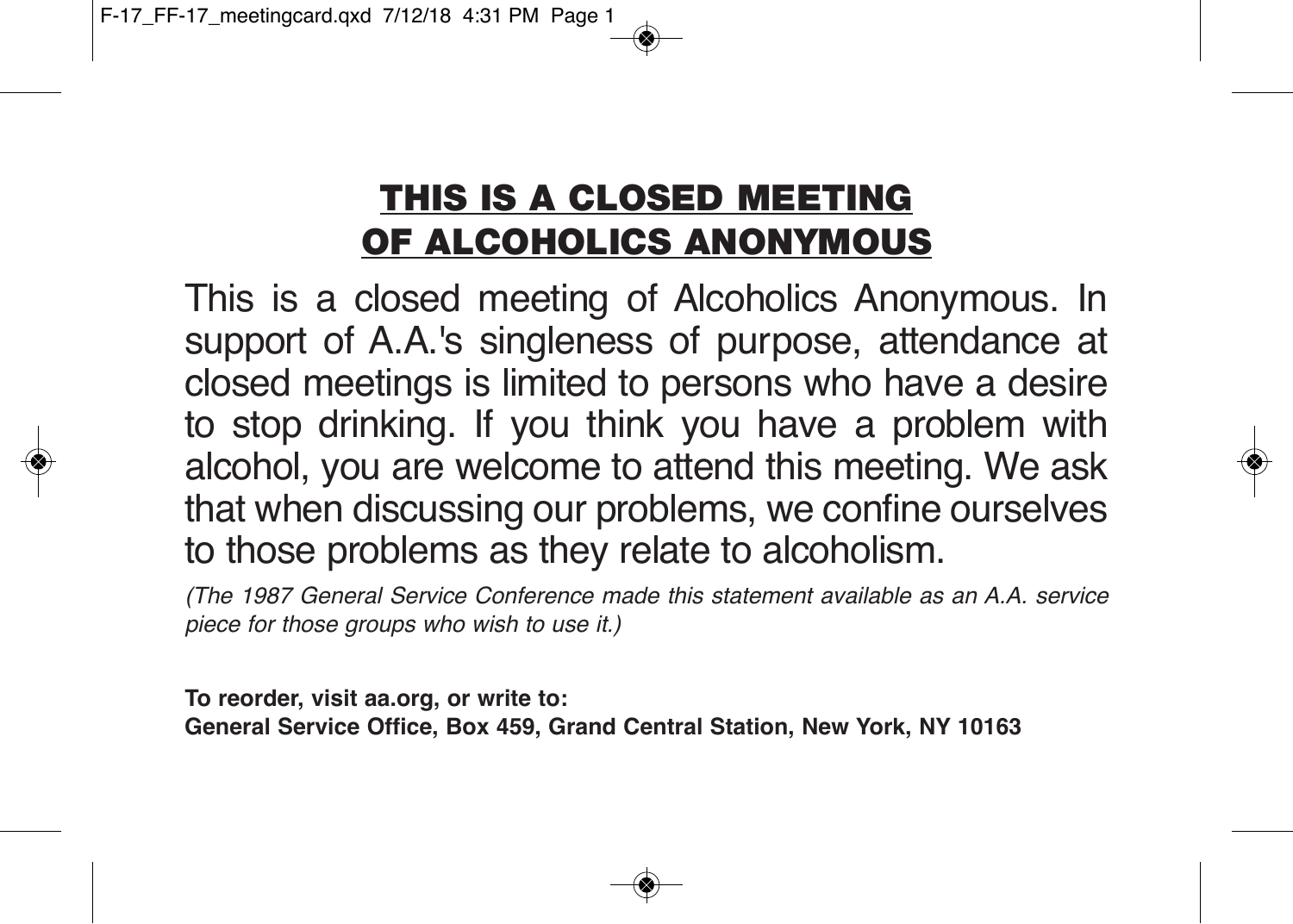# THIS IS A CLOSED MEETING OF ALCOHOLICS ANONYMOUS

This is a closed meeting of Alcoholics Anonymous. In support of A.A.'s singleness of purpose, attendance at closed meetings is limited to persons who have a desire to stop drinking. If you think you have a problem with alcohol, you are welcome to attend this meeting. We ask that when discussing our problems, we confine ourselves to those problems as they relate to alcoholism.

*(The 1987 General Service Conference made this statement available as an A.A. service piece for those groups who wish to use it.)*

**To reorder, visit aa.org, or write to:**
**General Service Office, Box 459, Grand Central Station, New York, NY 10163**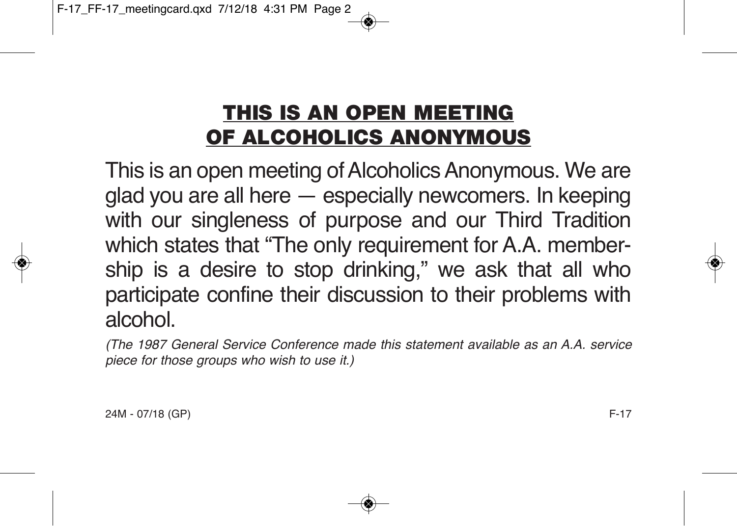# THIS IS AN OPEN MEETING OF ALCOHOLICS ANONYMOUS

This is an open meeting of Alcoholics Anonymous. We are glad you are all here — especially newcomers. In keeping with our singleness of purpose and our Third Tradition which states that "The only requirement for A.A. membership is a desire to stop drinking," we ask that all who participate confine their discussion to their problems with alcohol.

*(The 1987 General Service Conference made this statement available as an A.A. service piece for those groups who wish to use it.)*

24M - 07/18 (GP) F-17